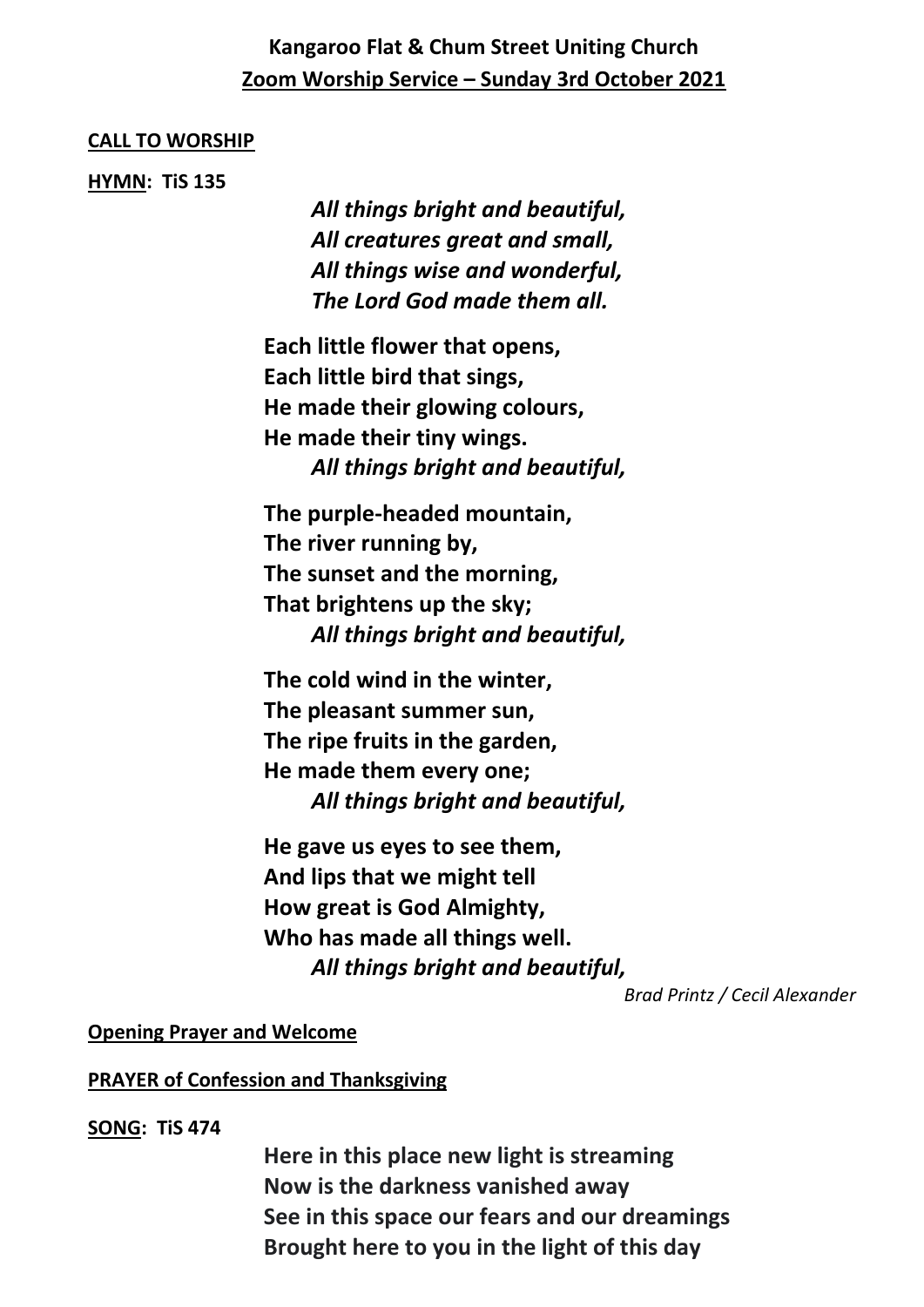# Kangaroo Flat & Chum Street Uniting Church

## Zoom Worship Service – Sunday 3rd October 2021

**CALL TO WORSHIP**

**HYMN: TiS 135**

> ***All things bright and beautiful,***
> ***All creatures great and small,***
> ***All things wise and wonderful,***
> ***The Lord God made them all.***

**Each little flower that opens,**
**Each little bird that sings,**
**He made their glowing colours,**
**He made their tiny wings.**
> ***All things bright and beautiful,***

**The purple-headed mountain,**
**The river running by,**
**The sunset and the morning,**
**That brightens up the sky;**
> ***All things bright and beautiful,***

**The cold wind in the winter,**
**The pleasant summer sun,**
**The ripe fruits in the garden,**
**He made them every one;**
> ***All things bright and beautiful,***

**He gave us eyes to see them,**
**And lips that we might tell**
**How great is God Almighty,**
**Who has made all things well.**
> ***All things bright and beautiful,***

*Brad Printz / Cecil Alexander*

**Opening Prayer and Welcome**

**PRAYER of Confession and Thanksgiving**

**SONG: TiS 474**

**Here in this place new light is streaming**
**Now is the darkness vanished away**
**See in this space our fears and our dreamings**
**Brought here to you in the light of this day**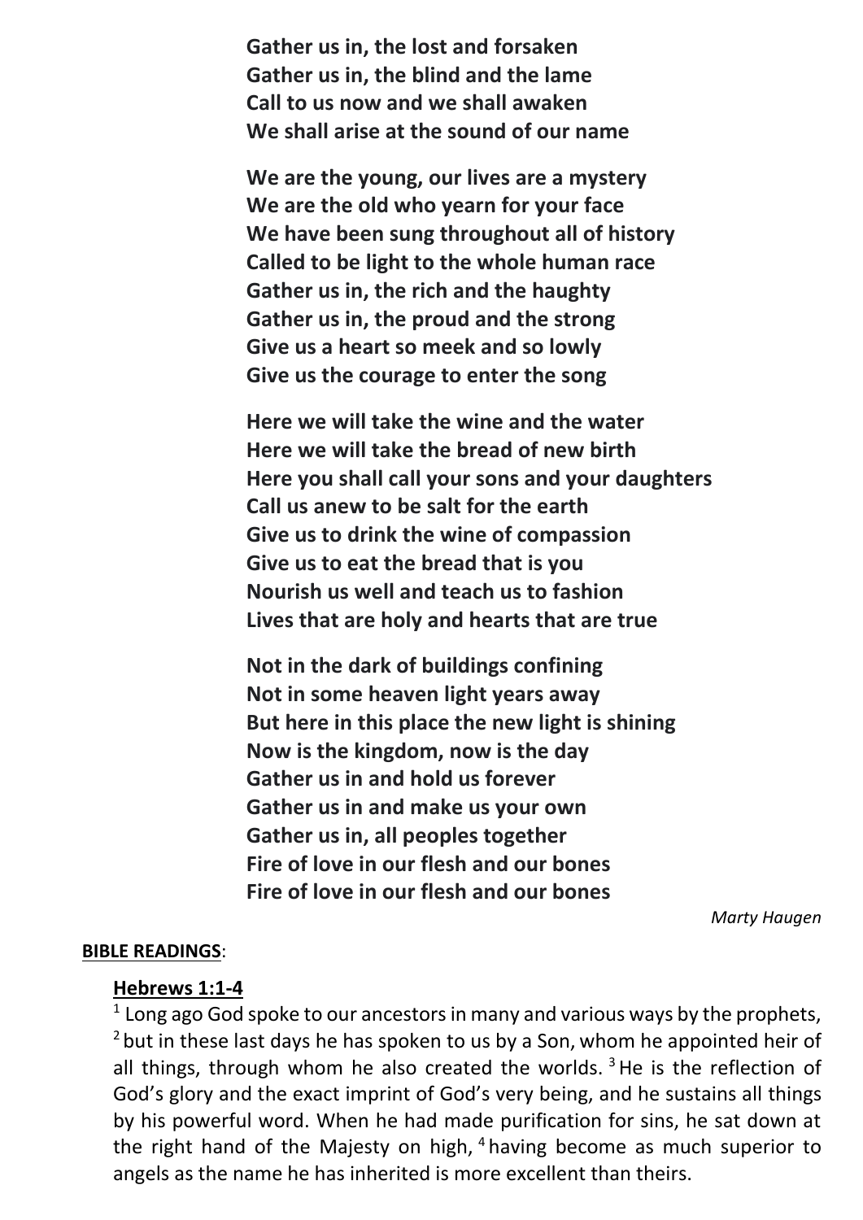**Gather us in, the lost and forsaken**
**Gather us in, the blind and the lame**
**Call to us now and we shall awaken**
**We shall arise at the sound of our name**

**We are the young, our lives are a mystery**
**We are the old who yearn for your face**
**We have been sung throughout all of history**
**Called to be light to the whole human race**
**Gather us in, the rich and the haughty**
**Gather us in, the proud and the strong**
**Give us a heart so meek and so lowly**
**Give us the courage to enter the song**

**Here we will take the wine and the water**
**Here we will take the bread of new birth**
**Here you shall call your sons and your daughters**
**Call us anew to be salt for the earth**
**Give us to drink the wine of compassion**
**Give us to eat the bread that is you**
**Nourish us well and teach us to fashion**
**Lives that are holy and hearts that are true**

**Not in the dark of buildings confining**
**Not in some heaven light years away**
**But here in this place the new light is shining**
**Now is the kingdom, now is the day**
**Gather us in and hold us forever**
**Gather us in and make us your own**
**Gather us in, all peoples together**
**Fire of love in our flesh and our bones**
**Fire of love in our flesh and our bones**

*Marty Haugen*

**BIBLE READINGS**:

**Hebrews 1:1-4**

[1] Long ago God spoke to our ancestors in many and various ways by the prophets, [2] but in these last days he has spoken to us by a Son, whom he appointed heir of all things, through whom he also created the worlds. [3] He is the reflection of God's glory and the exact imprint of God's very being, and he sustains all things by his powerful word. When he had made purification for sins, he sat down at the right hand of the Majesty on high, [4] having become as much superior to angels as the name he has inherited is more excellent than theirs.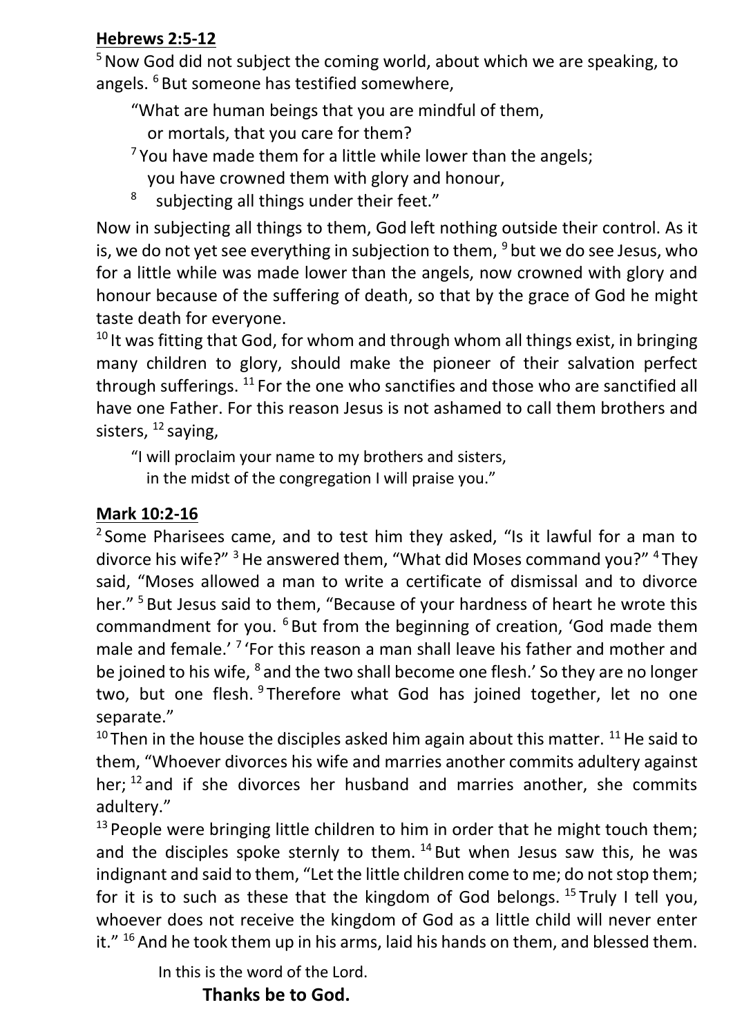**Hebrews 2:5-12**

[5] Now God did not subject the coming world, about which we are speaking, to angels. [6] But someone has testified somewhere,

> "What are human beings that you are mindful of them,
> or mortals, that you care for them?
> [7] You have made them for a little while lower than the angels;
> you have crowned them with glory and honour,
> [8] subjecting all things under their feet."

Now in subjecting all things to them, God left nothing outside their control. As it is, we do not yet see everything in subjection to them, [9] but we do see Jesus, who for a little while was made lower than the angels, now crowned with glory and honour because of the suffering of death, so that by the grace of God he might taste death for everyone.

[10] It was fitting that God, for whom and through whom all things exist, in bringing many children to glory, should make the pioneer of their salvation perfect through sufferings. [11] For the one who sanctifies and those who are sanctified all have one Father. For this reason Jesus is not ashamed to call them brothers and sisters, [12] saying,

> "I will proclaim your name to my brothers and sisters,
> in the midst of the congregation I will praise you."

**Mark 10:2-16**

[2] Some Pharisees came, and to test him they asked, "Is it lawful for a man to divorce his wife?" [3] He answered them, "What did Moses command you?" [4] They said, "Moses allowed a man to write a certificate of dismissal and to divorce her." [5] But Jesus said to them, "Because of your hardness of heart he wrote this commandment for you. [6] But from the beginning of creation, 'God made them male and female.' [7] 'For this reason a man shall leave his father and mother and be joined to his wife, [8] and the two shall become one flesh.' So they are no longer two, but one flesh. [9] Therefore what God has joined together, let no one separate."

[10] Then in the house the disciples asked him again about this matter. [11] He said to them, "Whoever divorces his wife and marries another commits adultery against her; [12] and if she divorces her husband and marries another, she commits adultery."

[13] People were bringing little children to him in order that he might touch them; and the disciples spoke sternly to them. [14] But when Jesus saw this, he was indignant and said to them, "Let the little children come to me; do not stop them; for it is to such as these that the kingdom of God belongs. [15] Truly I tell you, whoever does not receive the kingdom of God as a little child will never enter it." [16] And he took them up in his arms, laid his hands on them, and blessed them.

In this is the word of the Lord.

**Thanks be to God.**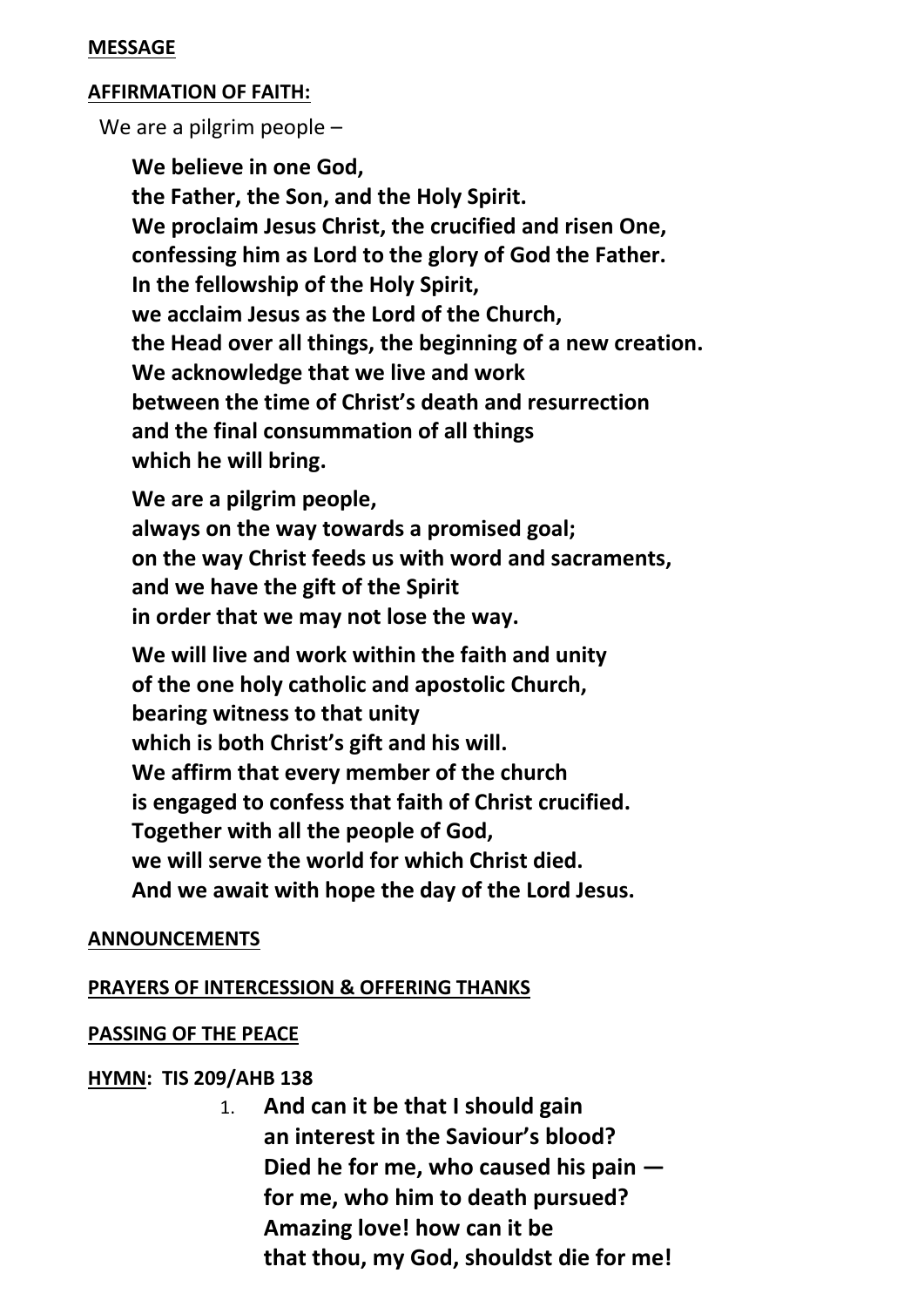**MESSAGE**

**AFFIRMATION OF FAITH:**

We are a pilgrim people –

**We believe in one God,**
**the Father, the Son, and the Holy Spirit.**
**We proclaim Jesus Christ, the crucified and risen One,**
**confessing him as Lord to the glory of God the Father.**
**In the fellowship of the Holy Spirit,**
**we acclaim Jesus as the Lord of the Church,**
**the Head over all things, the beginning of a new creation.**
**We acknowledge that we live and work**
**between the time of Christ's death and resurrection**
**and the final consummation of all things**
**which he will bring.**

**We are a pilgrim people,**
**always on the way towards a promised goal;**
**on the way Christ feeds us with word and sacraments,**
**and we have the gift of the Spirit**
**in order that we may not lose the way.**

**We will live and work within the faith and unity**
**of the one holy catholic and apostolic Church,**
**bearing witness to that unity**
**which is both Christ's gift and his will.**
**We affirm that every member of the church**
**is engaged to confess that faith of Christ crucified.**
**Together with all the people of God,**
**we will serve the world for which Christ died.**
**And we await with hope the day of the Lord Jesus.**

**ANNOUNCEMENTS**

**PRAYERS OF INTERCESSION & OFFERING THANKS**

**PASSING OF THE PEACE**

**HYMN: TIS 209/AHB 138**

1. **And can it be that I should gain**
   **an interest in the Saviour's blood?**
   **Died he for me, who caused his pain —**
   **for me, who him to death pursued?**
   **Amazing love! how can it be**
   **that thou, my God, shouldst die for me!**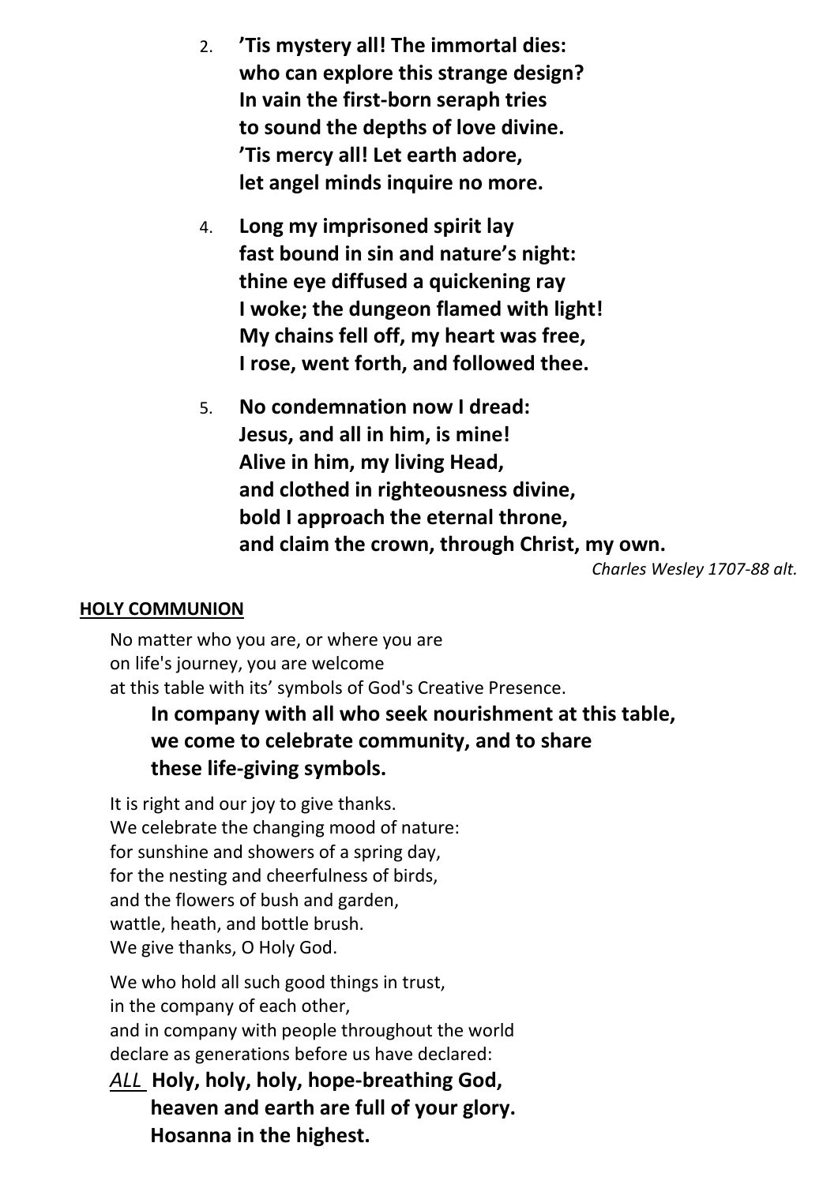2. **’Tis mystery all! The immortal dies:**
   **who can explore this strange design?**
   **In vain the first-born seraph tries**
   **to sound the depths of love divine.**
   **’Tis mercy all! Let earth adore,**
   **let angel minds inquire no more.**

4. **Long my imprisoned spirit lay**
   **fast bound in sin and nature’s night:**
   **thine eye diffused a quickening ray**
   **I woke; the dungeon flamed with light!**
   **My chains fell off, my heart was free,**
   **I rose, went forth, and followed thee.**

5. **No condemnation now I dread:**
   **Jesus, and all in him, is mine!**
   **Alive in him, my living Head,**
   **and clothed in righteousness divine,**
   **bold I approach the eternal throne,**
   **and claim the crown, through Christ, my own.**

*Charles Wesley 1707-88 alt.*

**HOLY COMMUNION**

No matter who you are, or where you are
on life's journey, you are welcome
at this table with its’ symbols of God's Creative Presence.

**In company with all who seek nourishment at this table,**
**we come to celebrate community, and to share**
**these life-giving symbols.**

It is right and our joy to give thanks.
We celebrate the changing mood of nature:
for sunshine and showers of a spring day,
for the nesting and cheerfulness of birds,
and the flowers of bush and garden,
wattle, heath, and bottle brush.
We give thanks, O Holy God.

We who hold all such good things in trust,
in the company of each other,
and in company with people throughout the world
declare as generations before us have declared:

*ALL* **Holy, holy, holy, hope-breathing God,**
**heaven and earth are full of your glory.**
**Hosanna in the highest.**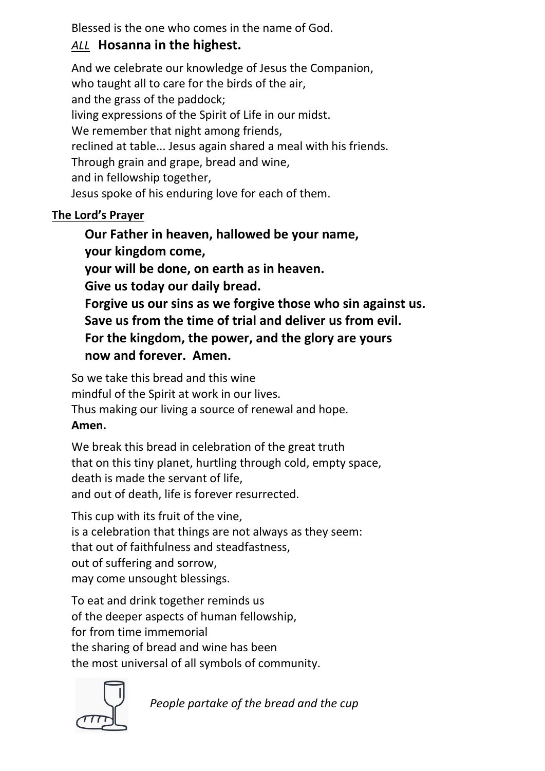Blessed is the one who comes in the name of God.
*ALL* **Hosanna in the highest.**

And we celebrate our knowledge of Jesus the Companion,
who taught all to care for the birds of the air,
and the grass of the paddock;
living expressions of the Spirit of Life in our midst.
We remember that night among friends,
reclined at table... Jesus again shared a meal with his friends.
Through grain and grape, bread and wine,
and in fellowship together,
Jesus spoke of his enduring love for each of them.

**The Lord's Prayer**

**Our Father in heaven, hallowed be your name,**
**your kingdom come,**
**your will be done, on earth as in heaven.**
**Give us today our daily bread.**
**Forgive us our sins as we forgive those who sin against us.**
**Save us from the time of trial and deliver us from evil.**
**For the kingdom, the power, and the glory are yours**
**now and forever. Amen.**

So we take this bread and this wine
mindful of the Spirit at work in our lives.
Thus making our living a source of renewal and hope.
**Amen.**

We break this bread in celebration of the great truth
that on this tiny planet, hurtling through cold, empty space,
death is made the servant of life,
and out of death, life is forever resurrected.

This cup with its fruit of the vine,
is a celebration that things are not always as they seem:
that out of faithfulness and steadfastness,
out of suffering and sorrow,
may come unsought blessings.

To eat and drink together reminds us
of the deeper aspects of human fellowship,
for from time immemorial
the sharing of bread and wine has been
the most universal of all symbols of community.

*People partake of the bread and the cup*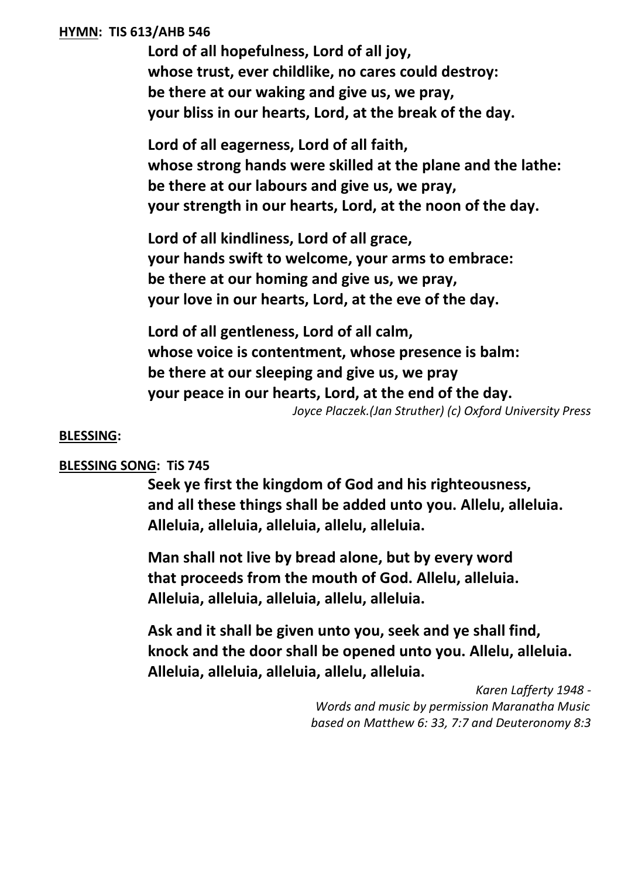**HYMN: TIS 613/AHB 546**

**Lord of all hopefulness, Lord of all joy,**
**whose trust, ever childlike, no cares could destroy:**
**be there at our waking and give us, we pray,**
**your bliss in our hearts, Lord, at the break of the day.**

**Lord of all eagerness, Lord of all faith,**
**whose strong hands were skilled at the plane and the lathe:**
**be there at our labours and give us, we pray,**
**your strength in our hearts, Lord, at the noon of the day.**

**Lord of all kindliness, Lord of all grace,**
**your hands swift to welcome, your arms to embrace:**
**be there at our homing and give us, we pray,**
**your love in our hearts, Lord, at the eve of the day.**

**Lord of all gentleness, Lord of all calm,**
**whose voice is contentment, whose presence is balm:**
**be there at our sleeping and give us, we pray**
**your peace in our hearts, Lord, at the end of the day.**

*Joyce Placzek.(Jan Struther) (c) Oxford University Press*

**BLESSING:**

**BLESSING SONG: TiS 745**

**Seek ye first the kingdom of God and his righteousness,**
**and all these things shall be added unto you. Allelu, alleluia.**
**Alleluia, alleluia, alleluia, allelu, alleluia.**

**Man shall not live by bread alone, but by every word**
**that proceeds from the mouth of God. Allelu, alleluia.**
**Alleluia, alleluia, alleluia, allelu, alleluia.**

**Ask and it shall be given unto you, seek and ye shall find,**
**knock and the door shall be opened unto you. Allelu, alleluia.**
**Alleluia, alleluia, alleluia, allelu, alleluia.**

*Karen Lafferty 1948 -*
*Words and music by permission Maranatha Music*
*based on Matthew 6: 33, 7:7 and Deuteronomy 8:3*